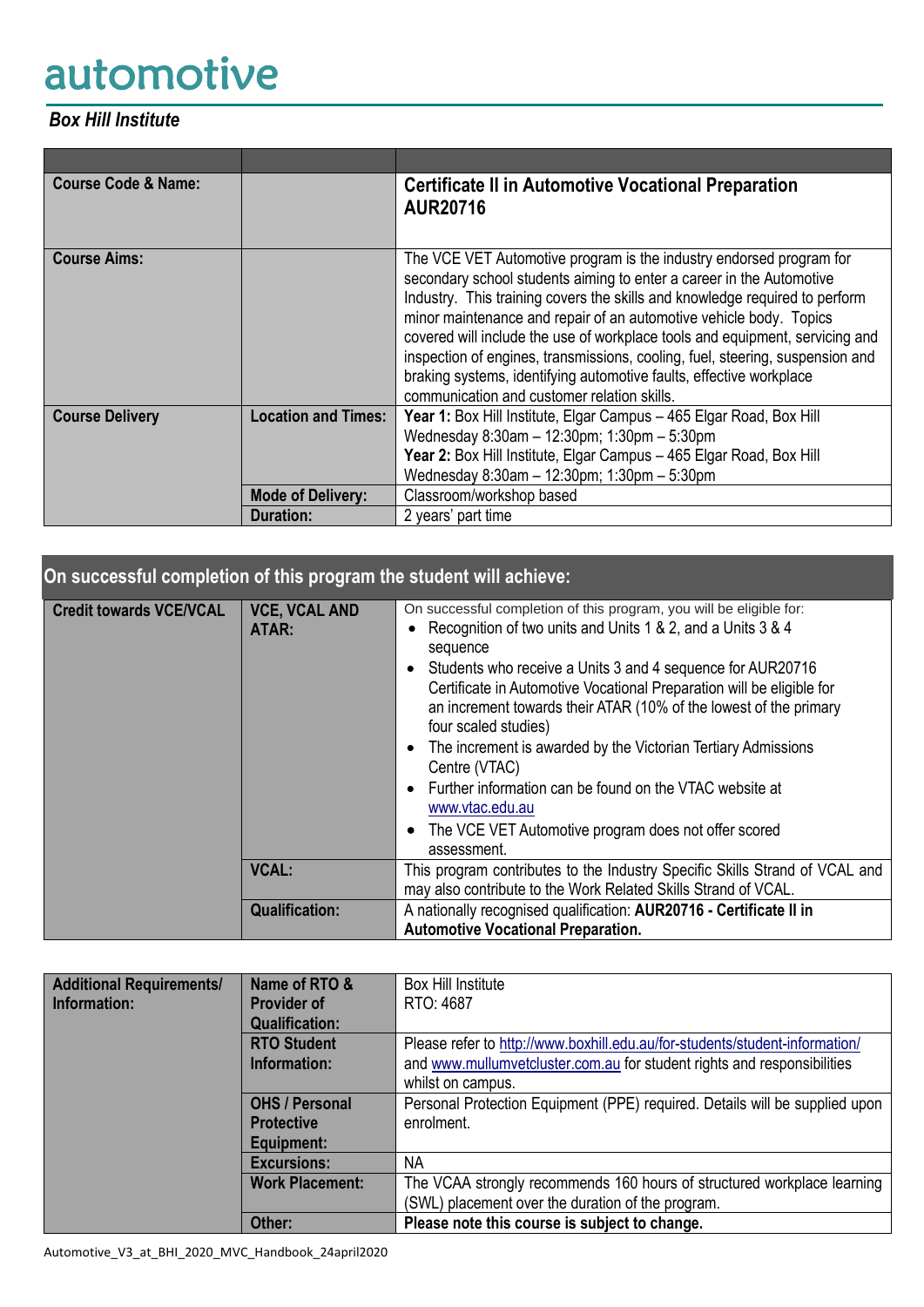# automotive

***Box Hill Institute***

| | | |
|---|---|---|
| **Course Code & Name:** | | **Certificate II in Automotive Vocational Preparation AUR20716** |
| **Course Aims:** | | The VCE VET Automotive program is the industry endorsed program for secondary school students aiming to enter a career in the Automotive Industry. This training covers the skills and knowledge required to perform minor maintenance and repair of an automotive vehicle body. Topics covered will include the use of workplace tools and equipment, servicing and inspection of engines, transmissions, cooling, fuel, steering, suspension and braking systems, identifying automotive faults, effective workplace communication and customer relation skills. |
| **Course Delivery** | **Location and Times:** | **Year 1:** Box Hill Institute, Elgar Campus – 465 Elgar Road, Box Hill<br>Wednesday 8:30am – 12:30pm; 1:30pm – 5:30pm<br>**Year 2:** Box Hill Institute, Elgar Campus – 465 Elgar Road, Box Hill<br>Wednesday 8:30am – 12:30pm; 1:30pm – 5:30pm |
| | **Mode of Delivery:** | Classroom/workshop based |
| | **Duration:** | 2 years' part time |

## On successful completion of this program the student will achieve:

| | | |
|---|---|---|
| **Credit towards VCE/VCAL** | **VCE, VCAL AND ATAR:** | On successful completion of this program, you will be eligible for:<br>• Recognition of two units and Units 1 & 2, and a Units 3 & 4 sequence<br>• Students who receive a Units 3 and 4 sequence for AUR20716 Certificate in Automotive Vocational Preparation will be eligible for an increment towards their ATAR (10% of the lowest of the primary four scaled studies)<br>• The increment is awarded by the Victorian Tertiary Admissions Centre (VTAC)<br>• Further information can be found on the VTAC website at www.vtac.edu.au<br>• The VCE VET Automotive program does not offer scored assessment. |
| | **VCAL:** | This program contributes to the Industry Specific Skills Strand of VCAL and may also contribute to the Work Related Skills Strand of VCAL. |
| | **Qualification:** | A nationally recognised qualification: **AUR20716 - Certificate II in Automotive Vocational Preparation.** |

| | | |
|---|---|---|
| **Additional Requirements/ Information:** | **Name of RTO & Provider of Qualification:** | Box Hill Institute<br>RTO: 4687 |
| | **RTO Student Information:** | Please refer to http://www.boxhill.edu.au/for-students/student-information/ and www.mullumvetcluster.com.au for student rights and responsibilities whilst on campus. |
| | **OHS / Personal Protective Equipment:** | Personal Protection Equipment (PPE) required. Details will be supplied upon enrolment. |
| | **Excursions:** | NA |
| | **Work Placement:** | The VCAA strongly recommends 160 hours of structured workplace learning (SWL) placement over the duration of the program. |
| | **Other:** | **Please note this course is subject to change.** |

Automotive_V3_at_BHI_2020_MVC_Handbook_24april2020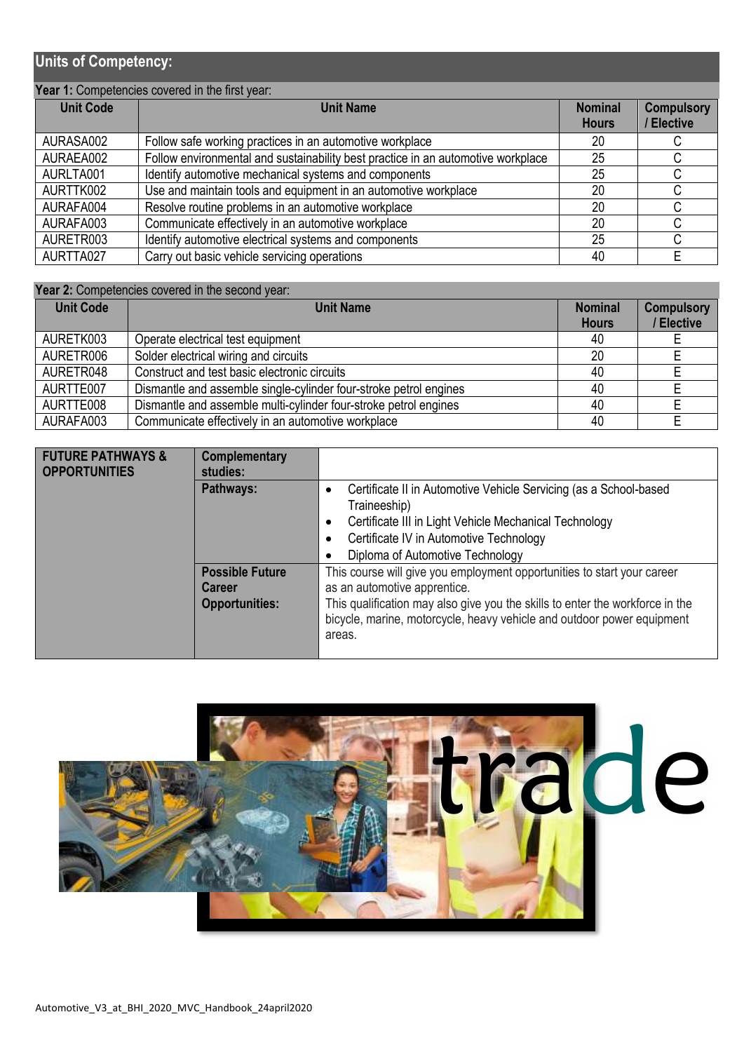## Units of Competency:

**Year 1:** Competencies covered in the first year:

| Unit Code | Unit Name | Nominal Hours | Compulsory / Elective |
|---|---|---|---|
| AURASA002 | Follow safe working practices in an automotive workplace | 20 | C |
| AURAEA002 | Follow environmental and sustainability best practice in an automotive workplace | 25 | C |
| AURLTA001 | Identify automotive mechanical systems and components | 25 | C |
| AURTTK002 | Use and maintain tools and equipment in an automotive workplace | 20 | C |
| AURAFA004 | Resolve routine problems in an automotive workplace | 20 | C |
| AURAFA003 | Communicate effectively in an automotive workplace | 20 | C |
| AURETR003 | Identify automotive electrical systems and components | 25 | C |
| AURTTA027 | Carry out basic vehicle servicing operations | 40 | E |

**Year 2:** Competencies covered in the second year:

| Unit Code | Unit Name | Nominal Hours | Compulsory / Elective |
|---|---|---|---|
| AURETK003 | Operate electrical test equipment | 40 | E |
| AURETR006 | Solder electrical wiring and circuits | 20 | E |
| AURETR048 | Construct and test basic electronic circuits | 40 | E |
| AURTTE007 | Dismantle and assemble single-cylinder four-stroke petrol engines | 40 | E |
| AURTTE008 | Dismantle and assemble multi-cylinder four-stroke petrol engines | 40 | E |
| AURAFA003 | Communicate effectively in an automotive workplace | 40 | E |

| | | |
|---|---|---|
| **FUTURE PATHWAYS & OPPORTUNITIES** | **Complementary studies:** | |
| | **Pathways:** | • Certificate II in Automotive Vehicle Servicing (as a School-based Traineeship)<br>• Certificate III in Light Vehicle Mechanical Technology<br>• Certificate IV in Automotive Technology<br>• Diploma of Automotive Technology |
| | **Possible Future Career Opportunities:** | This course will give you employment opportunities to start your career as an automotive apprentice.<br>This qualification may also give you the skills to enter the workforce in the bicycle, marine, motorcycle, heavy vehicle and outdoor power equipment areas. |

trade